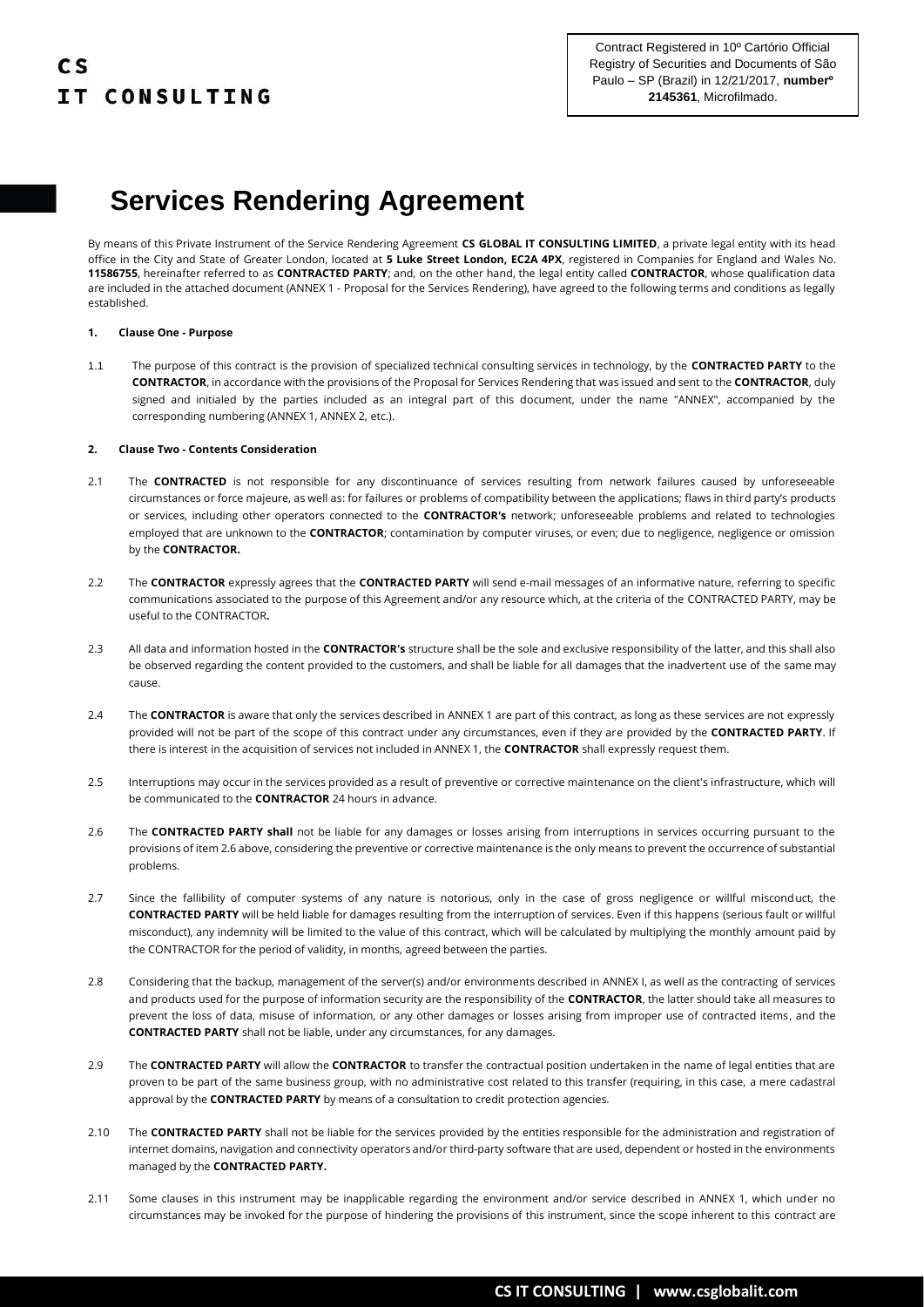CS
IT CONSULTING

Contract Registered in 10º Cartório Official Registry of Securities and Documents of São Paulo – SP (Brazil) in 12/21/2017, **numberº 2145361**, Microfilmado.

# Services Rendering Agreement

By means of this Private Instrument of the Service Rendering Agreement **CS GLOBAL IT CONSULTING LIMITED**, a private legal entity with its head office in the City and State of Greater London, located at **5 Luke Street London, EC2A 4PX**, registered in Companies for England and Wales No. **11586755**, hereinafter referred to as **CONTRACTED PARTY**; and, on the other hand, the legal entity called **CONTRACTOR**, whose qualification data are included in the attached document (ANNEX 1 - Proposal for the Services Rendering), have agreed to the following terms and conditions as legally established.

**1. Clause One - Purpose**

1.1 The purpose of this contract is the provision of specialized technical consulting services in technology, by the **CONTRACTED PARTY** to the **CONTRACTOR**, in accordance with the provisions of the Proposal for Services Rendering that was issued and sent to the **CONTRACTOR**, duly signed and initialed by the parties included as an integral part of this document, under the name "ANNEX", accompanied by the corresponding numbering (ANNEX 1, ANNEX 2, etc.).

**2. Clause Two - Contents Consideration**

2.1 The **CONTRACTED** is not responsible for any discontinuance of services resulting from network failures caused by unforeseeable circumstances or force majeure, as well as: for failures or problems of compatibility between the applications; flaws in third party's products or services, including other operators connected to the **CONTRACTOR's** network; unforeseeable problems and related to technologies employed that are unknown to the **CONTRACTOR**; contamination by computer viruses, or even; due to negligence, negligence or omission by the **CONTRACTOR.**

2.2 The **CONTRACTOR** expressly agrees that the **CONTRACTED PARTY** will send e-mail messages of an informative nature, referring to specific communications associated to the purpose of this Agreement and/or any resource which, at the criteria of the CONTRACTED PARTY, may be useful to the CONTRACTOR**.**

2.3 All data and information hosted in the **CONTRACTOR's** structure shall be the sole and exclusive responsibility of the latter, and this shall also be observed regarding the content provided to the customers, and shall be liable for all damages that the inadvertent use of the same may cause.

2.4 The **CONTRACTOR** is aware that only the services described in ANNEX 1 are part of this contract, as long as these services are not expressly provided will not be part of the scope of this contract under any circumstances, even if they are provided by the **CONTRACTED PARTY**. If there is interest in the acquisition of services not included in ANNEX 1, the **CONTRACTOR** shall expressly request them.

2.5 Interruptions may occur in the services provided as a result of preventive or corrective maintenance on the client's infrastructure, which will be communicated to the **CONTRACTOR** 24 hours in advance.

2.6 The **CONTRACTED PARTY shall** not be liable for any damages or losses arising from interruptions in services occurring pursuant to the provisions of item 2.6 above, considering the preventive or corrective maintenance is the only means to prevent the occurrence of substantial problems.

2.7 Since the fallibility of computer systems of any nature is notorious, only in the case of gross negligence or willful misconduct, the **CONTRACTED PARTY** will be held liable for damages resulting from the interruption of services. Even if this happens (serious fault or willful misconduct), any indemnity will be limited to the value of this contract, which will be calculated by multiplying the monthly amount paid by the CONTRACTOR for the period of validity, in months, agreed between the parties.

2.8 Considering that the backup, management of the server(s) and/or environments described in ANNEX I, as well as the contracting of services and products used for the purpose of information security are the responsibility of the **CONTRACTOR**, the latter should take all measures to prevent the loss of data, misuse of information, or any other damages or losses arising from improper use of contracted items, and the **CONTRACTED PARTY** shall not be liable, under any circumstances, for any damages.

2.9 The **CONTRACTED PARTY** will allow the **CONTRACTOR** to transfer the contractual position undertaken in the name of legal entities that are proven to be part of the same business group, with no administrative cost related to this transfer (requiring, in this case, a mere cadastral approval by the **CONTRACTED PARTY** by means of a consultation to credit protection agencies.

2.10 The **CONTRACTED PARTY** shall not be liable for the services provided by the entities responsible for the administration and registration of internet domains, navigation and connectivity operators and/or third-party software that are used, dependent or hosted in the environments managed by the **CONTRACTED PARTY.**

2.11 Some clauses in this instrument may be inapplicable regarding the environment and/or service described in ANNEX 1, which under no circumstances may be invoked for the purpose of hindering the provisions of this instrument, since the scope inherent to this contract are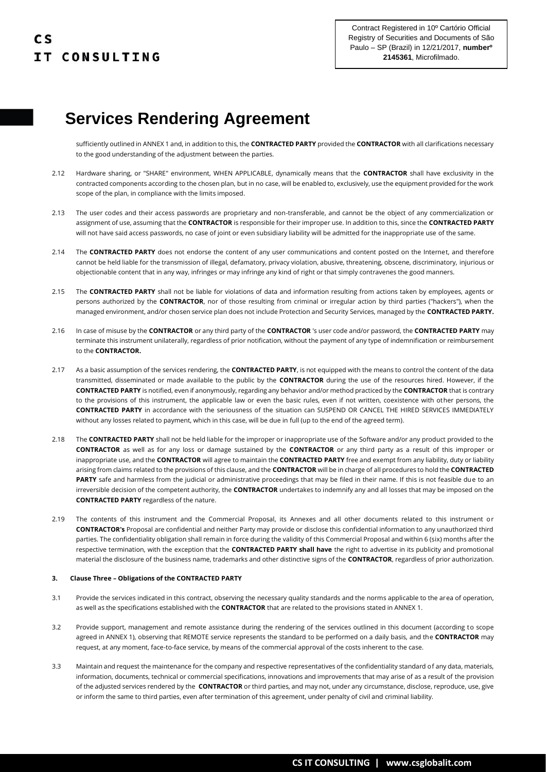sufficiently outlined in ANNEX 1 and, in addition to this, the **CONTRACTED PARTY** provided the **CONTRACTOR** with all clarifications necessary to the good understanding of the adjustment between the parties.

2.12 Hardware sharing, or "SHARE" environment, WHEN APPLICABLE, dynamically means that the **CONTRACTOR** shall have exclusivity in the contracted components according to the chosen plan, but in no case, will be enabled to, exclusively, use the equipment provided for the work scope of the plan, in compliance with the limits imposed.

2.13 The user codes and their access passwords are proprietary and non-transferable, and cannot be the object of any commercialization or assignment of use, assuming that the **CONTRACTOR** is responsible for their improper use. In addition to this, since the **CONTRACTED PARTY** will not have said access passwords, no case of joint or even subsidiary liability will be admitted for the inappropriate use of the same.

2.14 The **CONTRACTED PARTY** does not endorse the content of any user communications and content posted on the Internet, and therefore cannot be held liable for the transmission of illegal, defamatory, privacy violation, abusive, threatening, obscene, discriminatory, injurious or objectionable content that in any way, infringes or may infringe any kind of right or that simply contravenes the good manners.

2.15 The **CONTRACTED PARTY** shall not be liable for violations of data and information resulting from actions taken by employees, agents or persons authorized by the **CONTRACTOR**, nor of those resulting from criminal or irregular action by third parties ("hackers"), when the managed environment, and/or chosen service plan does not include Protection and Security Services, managed by the **CONTRACTED PARTY.**

2.16 In case of misuse by the **CONTRACTOR** or any third party of the **CONTRACTOR** 's user code and/or password, the **CONTRACTED PARTY** may terminate this instrument unilaterally, regardless of prior notification, without the payment of any type of indemnification or reimbursement to the **CONTRACTOR.**

2.17 As a basic assumption of the services rendering, the **CONTRACTED PARTY**, is not equipped with the means to control the content of the data transmitted, disseminated or made available to the public by the **CONTRACTOR** during the use of the resources hired. However, if the **CONTRACTED PARTY** is notified, even if anonymously, regarding any behavior and/or method practiced by the **CONTRACTOR** that is contrary to the provisions of this instrument, the applicable law or even the basic rules, even if not written, coexistence with other persons, the **CONTRACTED PARTY** in accordance with the seriousness of the situation can SUSPEND OR CANCEL THE HIRED SERVICES IMMEDIATELY without any losses related to payment, which in this case, will be due in full (up to the end of the agreed term).

2.18 The **CONTRACTED PARTY** shall not be held liable for the improper or inappropriate use of the Software and/or any product provided to the **CONTRACTOR** as well as for any loss or damage sustained by the **CONTRACTOR** or any third party as a result of this improper or inappropriate use, and the **CONTRACTOR** will agree to maintain the **CONTRACTED PARTY** free and exempt from any liability, duty or liability arising from claims related to the provisions of this clause, and the **CONTRACTOR** will be in charge of all procedures to hold the **CONTRACTED PARTY** safe and harmless from the judicial or administrative proceedings that may be filed in their name. If this is not feasible due to an irreversible decision of the competent authority, the **CONTRACTOR** undertakes to indemnify any and all losses that may be imposed on the **CONTRACTED PARTY** regardless of the nature.

2.19 The contents of this instrument and the Commercial Proposal, its Annexes and all other documents related to this instrument or **CONTRACTOR's** Proposal are confidential and neither Party may provide or disclose this confidential information to any unauthorized third parties. The confidentiality obligation shall remain in force during the validity of this Commercial Proposal and within 6 (six) months after the respective termination, with the exception that the **CONTRACTED PARTY shall have** the right to advertise in its publicity and promotional material the disclosure of the business name, trademarks and other distinctive signs of the **CONTRACTOR**, regardless of prior authorization.

### 3. Clause Three – Obligations of the CONTRACTED PARTY

3.1 Provide the services indicated in this contract, observing the necessary quality standards and the norms applicable to the area of operation, as well as the specifications established with the **CONTRACTOR** that are related to the provisions stated in ANNEX 1.

3.2 Provide support, management and remote assistance during the rendering of the services outlined in this document (according to scope agreed in ANNEX 1), observing that REMOTE service represents the standard to be performed on a daily basis, and the **CONTRACTOR** may request, at any moment, face-to-face service, by means of the commercial approval of the costs inherent to the case.

3.3 Maintain and request the maintenance for the company and respective representatives of the confidentiality standard of any data, materials, information, documents, technical or commercial specifications, innovations and improvements that may arise of as a result of the provision of the adjusted services rendered by the **CONTRACTOR** or third parties, and may not, under any circumstance, disclose, reproduce, use, give or inform the same to third parties, even after termination of this agreement, under penalty of civil and criminal liability.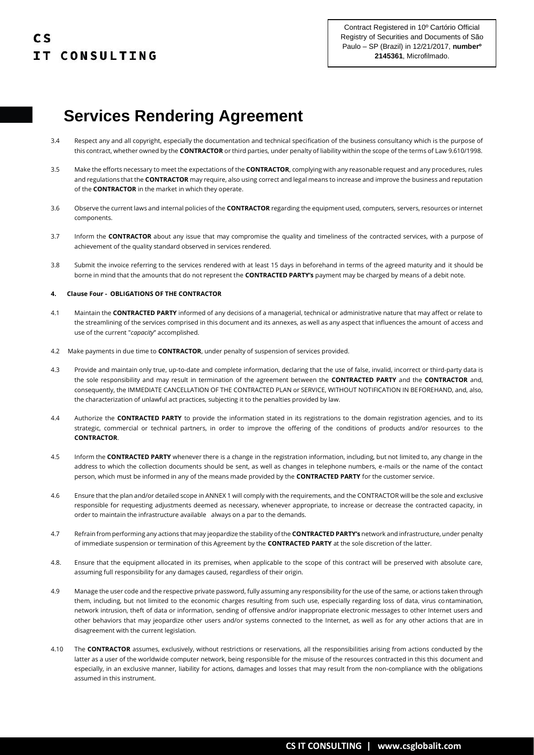# Services Rendering Agreement

3.4 Respect any and all copyright, especially the documentation and technical specification of the business consultancy which is the purpose of this contract, whether owned by the **CONTRACTOR** or third parties, under penalty of liability within the scope of the terms of Law 9.610/1998.

3.5 Make the efforts necessary to meet the expectations of the **CONTRACTOR**, complying with any reasonable request and any procedures, rules and regulations that the **CONTRACTOR** may require, also using correct and legal means to increase and improve the business and reputation of the **CONTRACTOR** in the market in which they operate.

3.6 Observe the current laws and internal policies of the **CONTRACTOR** regarding the equipment used, computers, servers, resources or internet components.

3.7 Inform the **CONTRACTOR** about any issue that may compromise the quality and timeliness of the contracted services, with a purpose of achievement of the quality standard observed in services rendered.

3.8 Submit the invoice referring to the services rendered with at least 15 days in beforehand in terms of the agreed maturity and it should be borne in mind that the amounts that do not represent the **CONTRACTED PARTY's** payment may be charged by means of a debit note.

#### 4. Clause Four - OBLIGATIONS OF THE CONTRACTOR

4.1 Maintain the **CONTRACTED PARTY** informed of any decisions of a managerial, technical or administrative nature that may affect or relate to the streamlining of the services comprised in this document and its annexes, as well as any aspect that influences the amount of access and use of the current "*capacity*" accomplished.

4.2 Make payments in due time to **CONTRACTOR**, under penalty of suspension of services provided.

4.3 Provide and maintain only true, up-to-date and complete information, declaring that the use of false, invalid, incorrect or third-party data is the sole responsibility and may result in termination of the agreement between the **CONTRACTED PARTY** and the **CONTRACTOR** and, consequently, the IMMEDIATE CANCELLATION OF THE CONTRACTED PLAN or SERVICE, WITHOUT NOTIFICATION IN BEFOREHAND, and, also, the characterization of unlawful act practices, subjecting it to the penalties provided by law.

4.4 Authorize the **CONTRACTED PARTY** to provide the information stated in its registrations to the domain registration agencies, and to its strategic, commercial or technical partners, in order to improve the offering of the conditions of products and/or resources to the **CONTRACTOR**.

4.5 Inform the **CONTRACTED PARTY** whenever there is a change in the registration information, including, but not limited to, any change in the address to which the collection documents should be sent, as well as changes in telephone numbers, e-mails or the name of the contact person, which must be informed in any of the means made provided by the **CONTRACTED PARTY** for the customer service.

4.6 Ensure that the plan and/or detailed scope in ANNEX 1 will comply with the requirements, and the CONTRACTOR will be the sole and exclusive responsible for requesting adjustments deemed as necessary, whenever appropriate, to increase or decrease the contracted capacity, in order to maintain the infrastructure available always on a par to the demands.

4.7 Refrain from performing any actions that may jeopardize the stability of the **CONTRACTED PARTY's** network and infrastructure, under penalty of immediate suspension or termination of this Agreement by the **CONTRACTED PARTY** at the sole discretion of the latter.

4.8. Ensure that the equipment allocated in its premises, when applicable to the scope of this contract will be preserved with absolute care, assuming full responsibility for any damages caused, regardless of their origin.

4.9 Manage the user code and the respective private password, fully assuming any responsibility for the use of the same, or actions taken through them, including, but not limited to the economic charges resulting from such use, especially regarding loss of data, virus contamination, network intrusion, theft of data or information, sending of offensive and/or inappropriate electronic messages to other Internet users and other behaviors that may jeopardize other users and/or systems connected to the Internet, as well as for any other actions that are in disagreement with the current legislation.

4.10 The **CONTRACTOR** assumes, exclusively, without restrictions or reservations, all the responsibilities arising from actions conducted by the latter as a user of the worldwide computer network, being responsible for the misuse of the resources contracted in this this document and especially, in an exclusive manner, liability for actions, damages and losses that may result from the non-compliance with the obligations assumed in this instrument.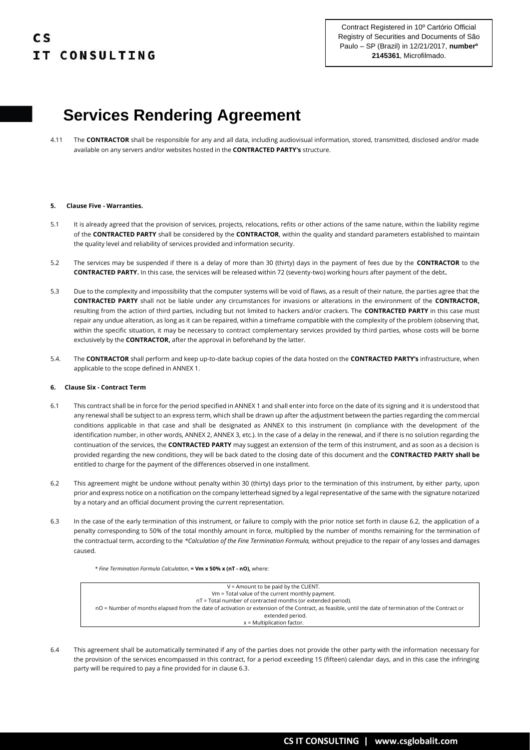# Services Rendering Agreement

4.11 The **CONTRACTOR** shall be responsible for any and all data, including audiovisual information, stored, transmitted, disclosed and/or made available on any servers and/or websites hosted in the **CONTRACTED PARTY's** structure.

## 5. Clause Five - Warranties.

5.1 It is already agreed that the provision of services, projects, relocations, refits or other actions of the same nature, within the liability regime of the **CONTRACTED PARTY** shall be considered by the **CONTRACTOR**, within the quality and standard parameters established to maintain the quality level and reliability of services provided and information security.

5.2 The services may be suspended if there is a delay of more than 30 (thirty) days in the payment of fees due by the **CONTRACTOR** to the **CONTRACTED PARTY.** In this case, the services will be released within 72 (seventy-two) working hours after payment of the debt**.**

5.3 Due to the complexity and impossibility that the computer systems will be void of flaws, as a result of their nature, the parties agree that the **CONTRACTED PARTY** shall not be liable under any circumstances for invasions or alterations in the environment of the **CONTRACTOR,** resulting from the action of third parties, including but not limited to hackers and/or crackers. The **CONTRACTED PARTY** in this case must repair any undue alteration, as long as it can be repaired, within a timeframe compatible with the complexity of the problem (observing that, within the specific situation, it may be necessary to contract complementary services provided by third parties, whose costs will be borne exclusively by the **CONTRACTOR,** after the approval in beforehand by the latter.

5.4. The **CONTRACTOR** shall perform and keep up-to-date backup copies of the data hosted on the **CONTRACTED PARTY's** infrastructure, when applicable to the scope defined in ANNEX 1.

## 6. Clause Six - Contract Term

6.1 This contract shall be in force for the period specified in ANNEX 1 and shall enter into force on the date of its signing and it is understood that any renewal shall be subject to an express term, which shall be drawn up after the adjustment between the parties regarding the commercial conditions applicable in that case and shall be designated as ANNEX to this instrument (in compliance with the development of the identification number, in other words, ANNEX 2, ANNEX 3, etc.). In the case of a delay in the renewal, and if there is no solution regarding the continuation of the services, the **CONTRACTED PARTY** may suggest an extension of the term of this instrument, and as soon as a decision is provided regarding the new conditions, they will be back dated to the closing date of this document and the **CONTRACTED PARTY shall be** entitled to charge for the payment of the differences observed in one installment.

6.2 This agreement might be undone without penalty within 30 (thirty) days prior to the termination of this instrument, by either party, upon prior and express notice on a notification on the company letterhead signed by a legal representative of the same with the signature notarized by a notary and an official document proving the current representation.

6.3 In the case of the early termination of this instrument, or failure to comply with the prior notice set forth in clause 6.2, the application of a penalty corresponding to 50% of the total monthly amount in force, multiplied by the number of months remaining for the termination of the contractual term, according to the *\*Calculation of the Fine Termination Formula,* without prejudice to the repair of any losses and damages caused.

\* *Fine Termination Formula Calculation*, **= Vm x 50% x (nT - nO),** where:

| V = Amount to be paid by the CLIENT.<br>Vm = Total value of the current monthly payment.<br>nT = Total number of contracted months (or extended period).<br>nO = Number of months elapsed from the date of activation or extension of the Contract, as feasible, until the date of termination of the Contract or extended period.<br>x = Multiplication factor. |
|---|

6.4 This agreement shall be automatically terminated if any of the parties does not provide the other party with the information necessary for the provision of the services encompassed in this contract, for a period exceeding 15 (fifteen) calendar days, and in this case the infringing party will be required to pay a fine provided for in clause 6.3.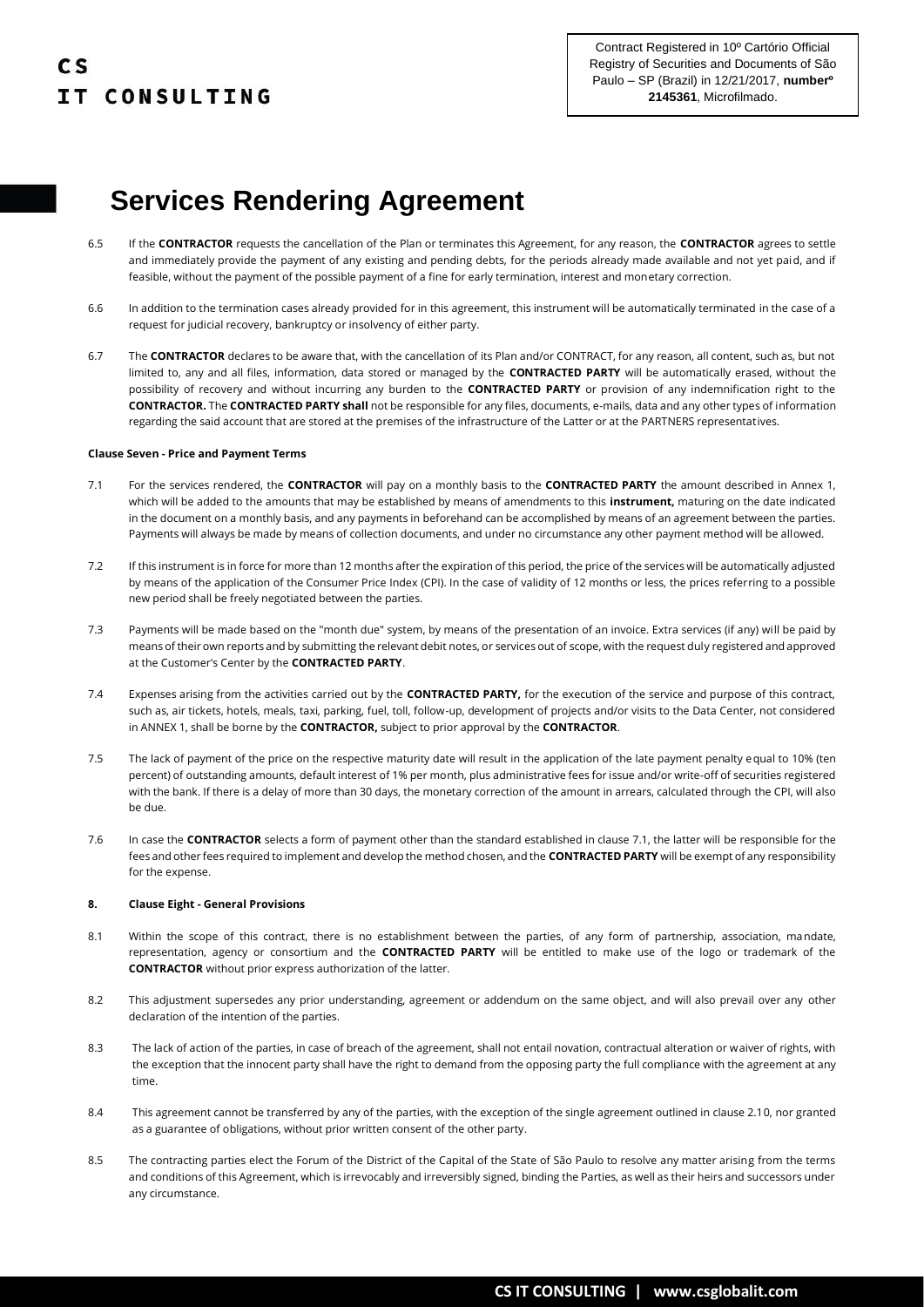Contract Registered in 10º Cartório Official Registry of Securities and Documents of São Paulo – SP (Brazil) in 12/21/2017, **numberº 2145361**, Microfilmado.

# Services Rendering Agreement

6.5 If the **CONTRACTOR** requests the cancellation of the Plan or terminates this Agreement, for any reason, the **CONTRACTOR** agrees to settle and immediately provide the payment of any existing and pending debts, for the periods already made available and not yet paid, and if feasible, without the payment of the possible payment of a fine for early termination, interest and monetary correction.

6.6 In addition to the termination cases already provided for in this agreement, this instrument will be automatically terminated in the case of a request for judicial recovery, bankruptcy or insolvency of either party.

6.7 The **CONTRACTOR** declares to be aware that, with the cancellation of its Plan and/or CONTRACT, for any reason, all content, such as, but not limited to, any and all files, information, data stored or managed by the **CONTRACTED PARTY** will be automatically erased, without the possibility of recovery and without incurring any burden to the **CONTRACTED PARTY** or provision of any indemnification right to the **CONTRACTOR.** The **CONTRACTED PARTY shall** not be responsible for any files, documents, e-mails, data and any other types of information regarding the said account that are stored at the premises of the infrastructure of the Latter or at the PARTNERS representatives.

**Clause Seven - Price and Payment Terms**

7.1 For the services rendered, the **CONTRACTOR** will pay on a monthly basis to the **CONTRACTED PARTY** the amount described in Annex 1, which will be added to the amounts that may be established by means of amendments to this **instrument,** maturing on the date indicated in the document on a monthly basis, and any payments in beforehand can be accomplished by means of an agreement between the parties. Payments will always be made by means of collection documents, and under no circumstance any other payment method will be allowed.

7.2 If this instrument is in force for more than 12 months after the expiration of this period, the price of the services will be automatically adjusted by means of the application of the Consumer Price Index (CPI). In the case of validity of 12 months or less, the prices referring to a possible new period shall be freely negotiated between the parties.

7.3 Payments will be made based on the "month due" system, by means of the presentation of an invoice. Extra services (if any) will be paid by means of their own reports and by submitting the relevant debit notes, or services out of scope, with the request duly registered and approved at the Customer's Center by the **CONTRACTED PARTY**.

7.4 Expenses arising from the activities carried out by the **CONTRACTED PARTY,** for the execution of the service and purpose of this contract, such as, air tickets, hotels, meals, taxi, parking, fuel, toll, follow-up, development of projects and/or visits to the Data Center, not considered in ANNEX 1, shall be borne by the **CONTRACTOR,** subject to prior approval by the **CONTRACTOR**.

7.5 The lack of payment of the price on the respective maturity date will result in the application of the late payment penalty equal to 10% (ten percent) of outstanding amounts, default interest of 1% per month, plus administrative fees for issue and/or write-off of securities registered with the bank. If there is a delay of more than 30 days, the monetary correction of the amount in arrears, calculated through the CPI, will also be due.

7.6 In case the **CONTRACTOR** selects a form of payment other than the standard established in clause 7.1, the latter will be responsible for the fees and other fees required to implement and develop the method chosen, and the **CONTRACTED PARTY** will be exempt of any responsibility for the expense.

**8. Clause Eight - General Provisions**

8.1 Within the scope of this contract, there is no establishment between the parties, of any form of partnership, association, mandate, representation, agency or consortium and the **CONTRACTED PARTY** will be entitled to make use of the logo or trademark of the **CONTRACTOR** without prior express authorization of the latter.

8.2 This adjustment supersedes any prior understanding, agreement or addendum on the same object, and will also prevail over any other declaration of the intention of the parties.

8.3 The lack of action of the parties, in case of breach of the agreement, shall not entail novation, contractual alteration or waiver of rights, with the exception that the innocent party shall have the right to demand from the opposing party the full compliance with the agreement at any time.

8.4 This agreement cannot be transferred by any of the parties, with the exception of the single agreement outlined in clause 2.10, nor granted as a guarantee of obligations, without prior written consent of the other party.

8.5 The contracting parties elect the Forum of the District of the Capital of the State of São Paulo to resolve any matter arising from the terms and conditions of this Agreement, which is irrevocably and irreversibly signed, binding the Parties, as well as their heirs and successors under any circumstance.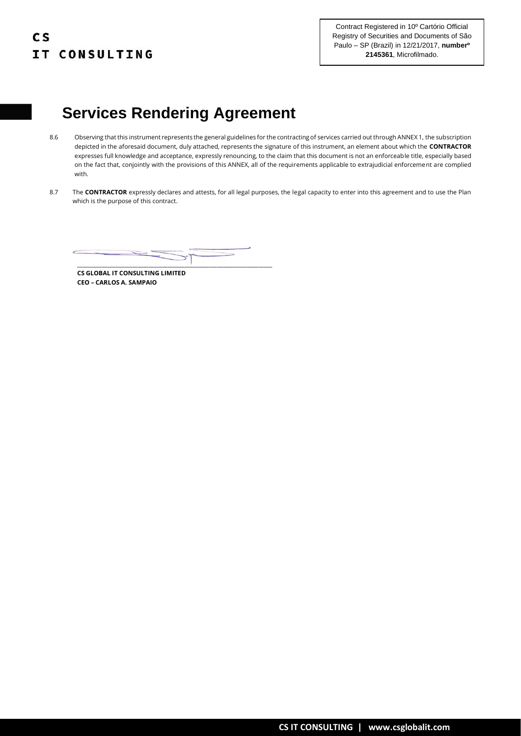Contract Registered in 10º Cartório Official Registry of Securities and Documents of São Paulo – SP (Brazil) in 12/21/2017, **numberº 2145361**, Microfilmado.

# Services Rendering Agreement

8.6 Observing that this instrument represents the general guidelines for the contracting of services carried out through ANNEX 1, the subscription depicted in the aforesaid document, duly attached, represents the signature of this instrument, an element about which the **CONTRACTOR** expresses full knowledge and acceptance, expressly renouncing, to the claim that this document is not an enforceable title, especially based on the fact that, conjointly with the provisions of this ANNEX, all of the requirements applicable to extrajudicial enforcement are complied with.

8.7 The **CONTRACTOR** expressly declares and attests, for all legal purposes, the legal capacity to enter into this agreement and to use the Plan which is the purpose of this contract.

______________________________________

**CS GLOBAL IT CONSULTING LIMITED**
**CEO – CARLOS A. SAMPAIO**